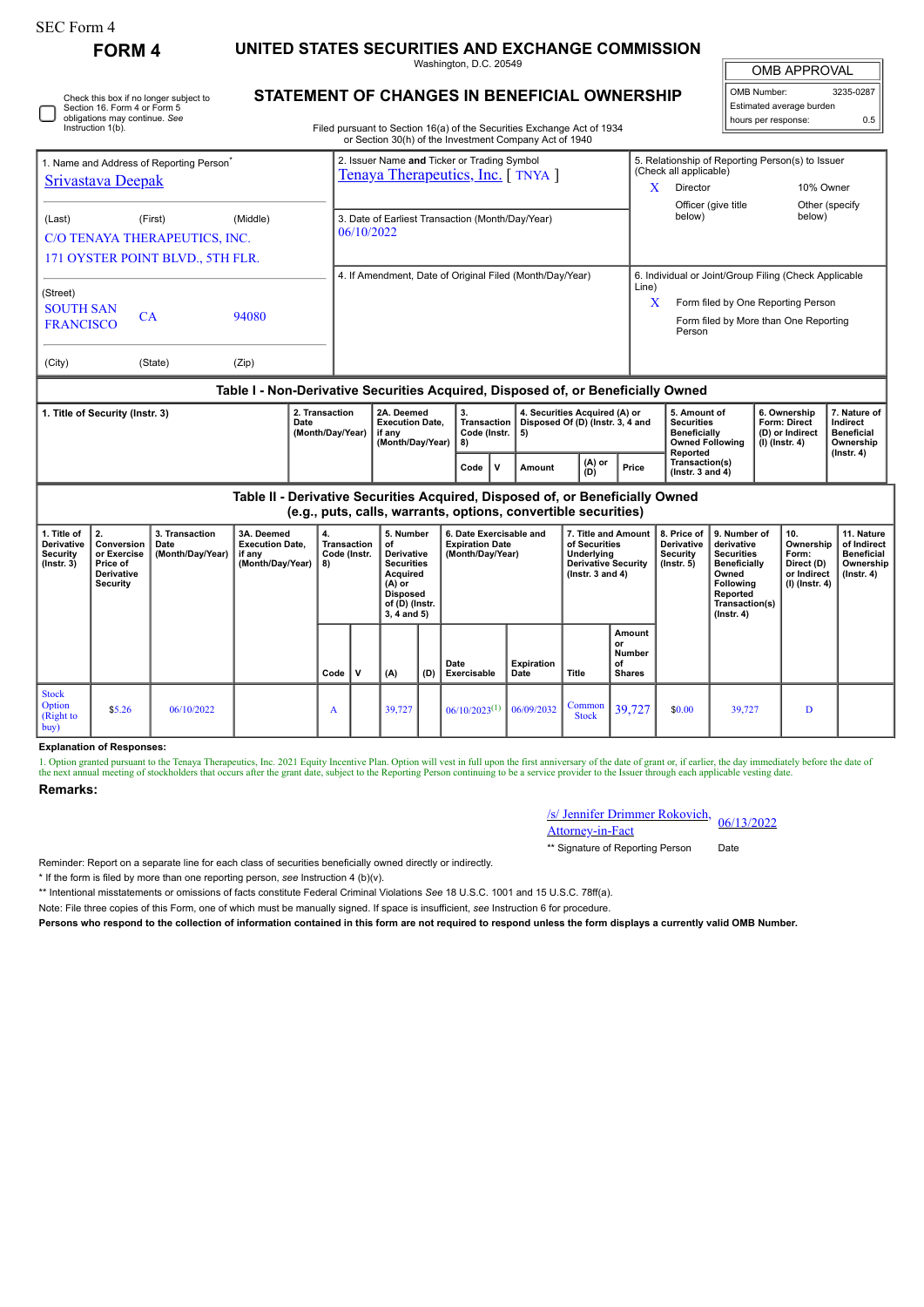SEC Form 4

**FORM 4**

# UNITED STATES SECURITIES AND EXCHANGE COMMISSION

Washington, D.C. 20549

## STATEMENT OF CHANGES IN BENEFICIAL OWNERSHIP

Filed pursuant to Section 16(a) of the Securities Exchange Act of 1934 or Section 30(h) of the Investment Company Act of 1940

| OMB APPROVAL | |
|---|---|
| OMB Number: | 3235-0287 |
| Estimated average burden | |
| hours per response: | 0.5 |

☐ Check this box if no longer subject to Section 16. Form 4 or Form 5 obligations may continue. *See* Instruction 1(b).

1. Name and Address of Reporting Person*
Srivastava Deepak

(Last) (First) (Middle)
C/O TENAYA THERAPEUTICS, INC.
171 OYSTER POINT BLVD., 5TH FLR.

(Street)
SOUTH SAN FRANCISCO CA 94080

(City) (State) (Zip)

2. Issuer Name **and** Ticker or Trading Symbol
Tenaya Therapeutics, Inc. [ TNYA ]

3. Date of Earliest Transaction (Month/Day/Year)
06/10/2022

4. If Amendment, Date of Original Filed (Month/Day/Year)

5. Relationship of Reporting Person(s) to Issuer (Check all applicable)
X Director
10% Owner
Officer (give title below)
Other (specify below)

6. Individual or Joint/Group Filing (Check Applicable Line)
X Form filed by One Reporting Person
Form filed by More than One Reporting Person

### Table I - Non-Derivative Securities Acquired, Disposed of, or Beneficially Owned

| 1. Title of Security (Instr. 3) | 2. Transaction Date (Month/Day/Year) | 2A. Deemed Execution Date, if any (Month/Day/Year) | 3. Transaction Code (Instr. 8) | | 4. Securities Acquired (A) or Disposed Of (D) (Instr. 3, 4 and 5) | | | 5. Amount of Securities Beneficially Owned Following Reported Transaction(s) (Instr. 3 and 4) | 6. Ownership Form: Direct (D) or Indirect (I) (Instr. 4) | 7. Nature of Indirect Beneficial Ownership (Instr. 4) |
|---|---|---|---|---|---|---|---|---|---|---|
| | | | Code | V | Amount | (A) or (D) | Price | | | |

### Table II - Derivative Securities Acquired, Disposed of, or Beneficially Owned (e.g., puts, calls, warrants, options, convertible securities)

| 1. Title of Derivative Security (Instr. 3) | 2. Conversion or Exercise Price of Derivative Security | 3. Transaction Date (Month/Day/Year) | 3A. Deemed Execution Date, if any (Month/Day/Year) | 4. Transaction Code (Instr. 8) | | 5. Number of Derivative Securities Acquired (A) or Disposed of (D) (Instr. 3, 4 and 5) | | 6. Date Exercisable and Expiration Date (Month/Day/Year) | | 7. Title and Amount of Securities Underlying Derivative Security (Instr. 3 and 4) | | 8. Price of Derivative Security (Instr. 5) | 9. Number of derivative Securities Beneficially Owned Following Reported Transaction(s) (Instr. 4) | 10. Ownership Form: Direct (D) or Indirect (I) (Instr. 4) | 11. Nature of Indirect Beneficial Ownership (Instr. 4) |
|---|---|---|---|---|---|---|---|---|---|---|---|---|---|---|---|
| | | | | Code | V | (A) | (D) | Date Exercisable | Expiration Date | Title | Amount or Number of Shares | | | | |
| Stock Option (Right to buy) | $5.26 | 06/10/2022 | | A | | 39,727 | | 06/10/2023[1] | 06/09/2032 | Common Stock | 39,727 | $0.00 | 39,727 | D | |

**Explanation of Responses:**

1. Option granted pursuant to the Tenaya Therapeutics, Inc. 2021 Equity Incentive Plan. Option will vest in full upon the first anniversary of the date of grant or, if earlier, the day immediately before the date of the next annual meeting of stockholders that occurs after the grant date, subject to the Reporting Person continuing to be a service provider to the Issuer through each applicable vesting date.

**Remarks:**

/s/ Jennifer Drimmer Rokovich, Attorney-in-Fact — 06/13/2022

** Signature of Reporting Person — Date

Reminder: Report on a separate line for each class of securities beneficially owned directly or indirectly.

* If the form is filed by more than one reporting person, *see* Instruction 4 (b)(v).

** Intentional misstatements or omissions of facts constitute Federal Criminal Violations *See* 18 U.S.C. 1001 and 15 U.S.C. 78ff(a).

Note: File three copies of this Form, one of which must be manually signed. If space is insufficient, *see* Instruction 6 for procedure.

**Persons who respond to the collection of information contained in this form are not required to respond unless the form displays a currently valid OMB Number.**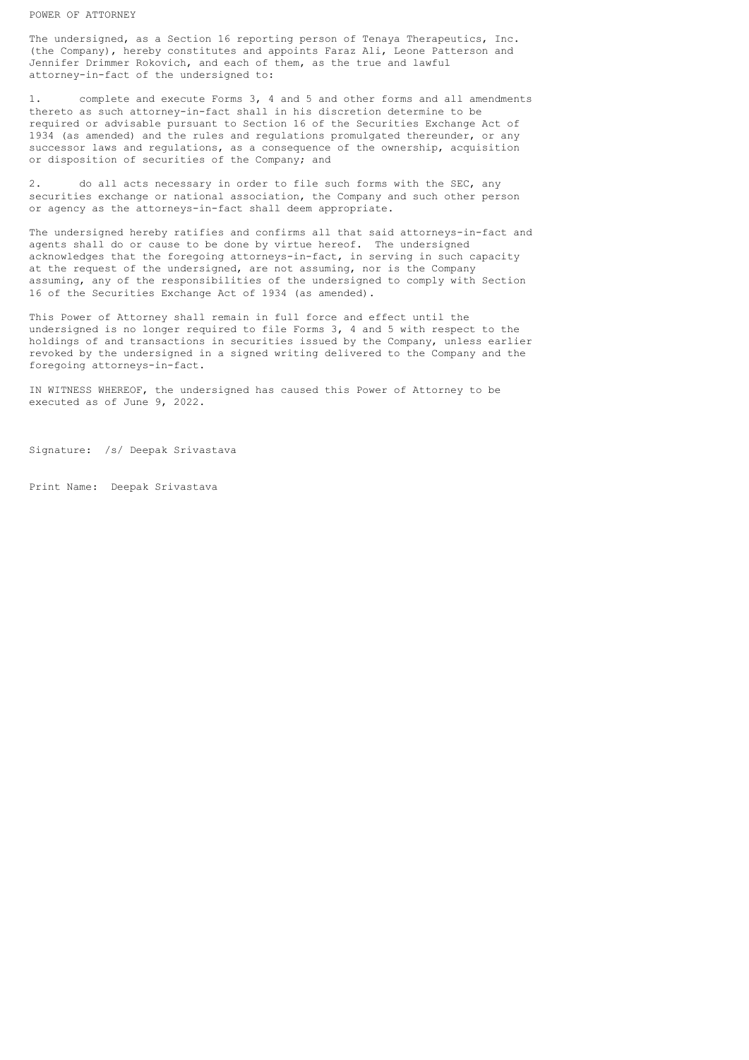# POWER OF ATTORNEY

The undersigned, as a Section 16 reporting person of Tenaya Therapeutics, Inc. (the Company), hereby constitutes and appoints Faraz Ali, Leone Patterson and Jennifer Drimmer Rokovich, and each of them, as the true and lawful attorney-in-fact of the undersigned to:

1. complete and execute Forms 3, 4 and 5 and other forms and all amendments thereto as such attorney-in-fact shall in his discretion determine to be required or advisable pursuant to Section 16 of the Securities Exchange Act of 1934 (as amended) and the rules and regulations promulgated thereunder, or any successor laws and regulations, as a consequence of the ownership, acquisition or disposition of securities of the Company; and

2. do all acts necessary in order to file such forms with the SEC, any securities exchange or national association, the Company and such other person or agency as the attorneys-in-fact shall deem appropriate.

The undersigned hereby ratifies and confirms all that said attorneys-in-fact and agents shall do or cause to be done by virtue hereof. The undersigned acknowledges that the foregoing attorneys-in-fact, in serving in such capacity at the request of the undersigned, are not assuming, nor is the Company assuming, any of the responsibilities of the undersigned to comply with Section 16 of the Securities Exchange Act of 1934 (as amended).

This Power of Attorney shall remain in full force and effect until the undersigned is no longer required to file Forms 3, 4 and 5 with respect to the holdings of and transactions in securities issued by the Company, unless earlier revoked by the undersigned in a signed writing delivered to the Company and the foregoing attorneys-in-fact.

IN WITNESS WHEREOF, the undersigned has caused this Power of Attorney to be executed as of June 9, 2022.

Signature: /s/ Deepak Srivastava

Print Name: Deepak Srivastava